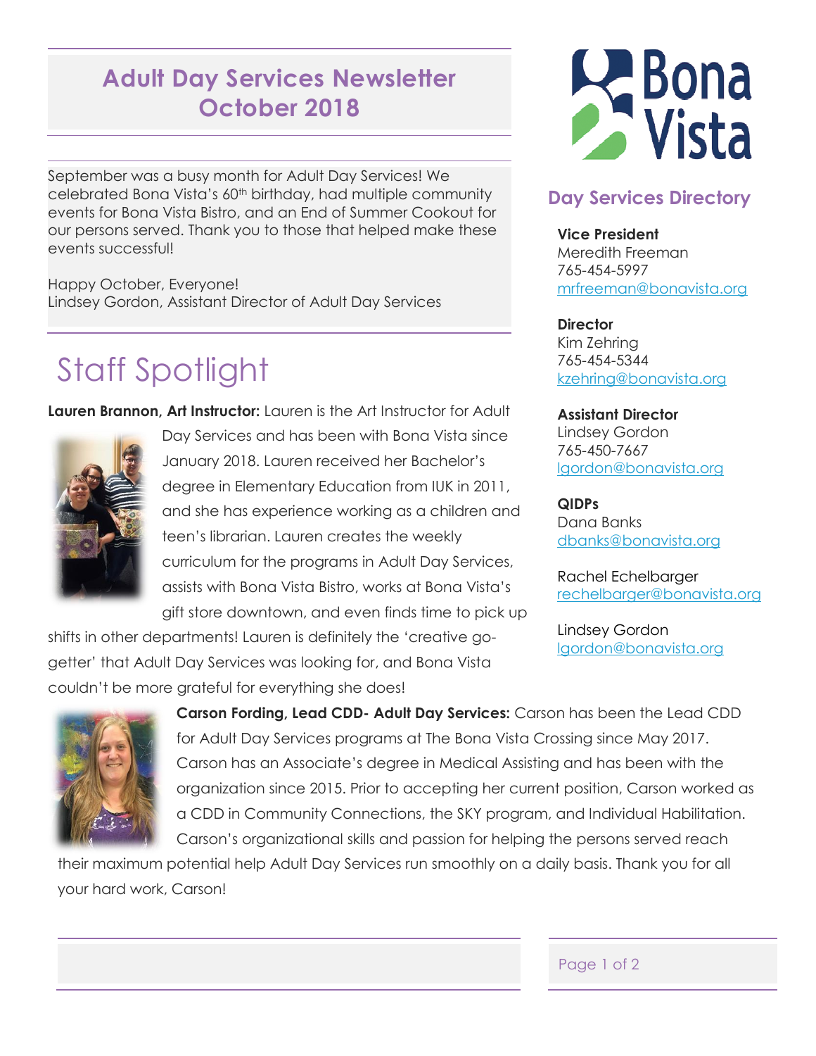# Adult Day Services Newsletter October 2018

September was a busy month for Adult Day Services! We celebrated Bona Vista's 60th birthday, had multiple community events for Bona Vista Bistro, and an End of Summer Cookout for our persons served. Thank you to those that helped make these events successful!

Happy October, Everyone!
Lindsey Gordon, Assistant Director of Adult Day Services

## Staff Spotlight

**Lauren Brannon, Art Instructor:** Lauren is the Art Instructor for Adult Day Services and has been with Bona Vista since January 2018. Lauren received her Bachelor's degree in Elementary Education from IUK in 2011, and she has experience working as a children and teen's librarian. Lauren creates the weekly curriculum for the programs in Adult Day Services, assists with Bona Vista Bistro, works at Bona Vista's gift store downtown, and even finds time to pick up shifts in other departments! Lauren is definitely the 'creative go-getter' that Adult Day Services was looking for, and Bona Vista couldn't be more grateful for everything she does!

**Carson Fording, Lead CDD- Adult Day Services:** Carson has been the Lead CDD for Adult Day Services programs at The Bona Vista Crossing since May 2017. Carson has an Associate's degree in Medical Assisting and has been with the organization since 2015. Prior to accepting her current position, Carson worked as a CDD in Community Connections, the SKY program, and Individual Habilitation. Carson's organizational skills and passion for helping the persons served reach their maximum potential help Adult Day Services run smoothly on a daily basis. Thank you for all your hard work, Carson!

## Day Services Directory

**Vice President**
Meredith Freeman
765-454-5997
mrfreeman@bonavista.org

**Director**
Kim Zehring
765-454-5344
kzehring@bonavista.org

**Assistant Director**
Lindsey Gordon
765-450-7667
lgordon@bonavista.org

**QIDPs**
Dana Banks
dbanks@bonavista.org

Rachel Echelbarger
rechelbarger@bonavista.org

Lindsey Gordon
lgordon@bonavista.org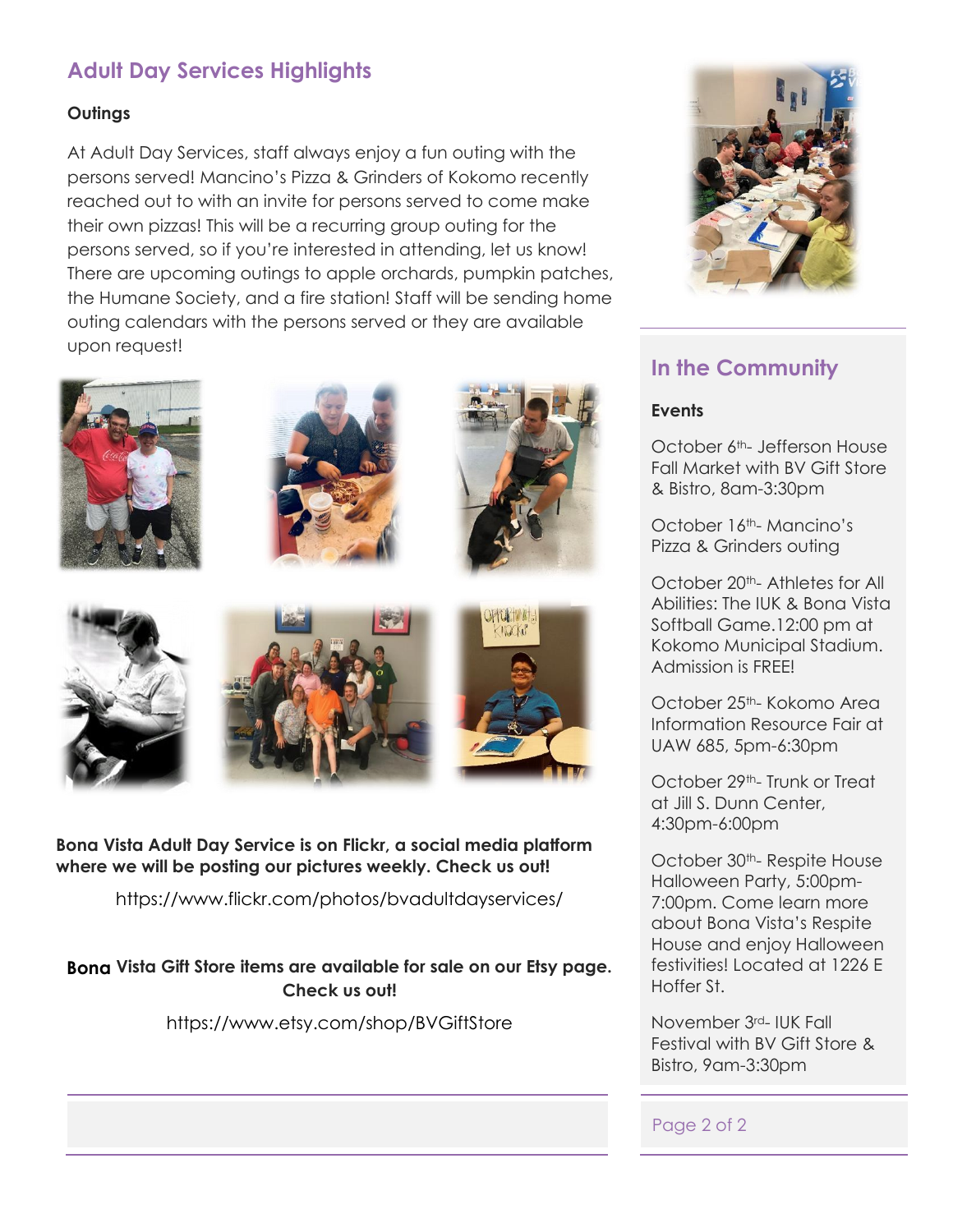## Adult Day Services Highlights

### Outings

At Adult Day Services, staff always enjoy a fun outing with the persons served! Mancino's Pizza & Grinders of Kokomo recently reached out to with an invite for persons served to come make their own pizzas! This will be a recurring group outing for the persons served, so if you're interested in attending, let us know! There are upcoming outings to apple orchards, pumpkin patches, the Humane Society, and a fire station! Staff will be sending home outing calendars with the persons served or they are available upon request!

**Bona Vista Adult Day Service is on Flickr, a social media platform where we will be posting our pictures weekly. Check us out!**

https://www.flickr.com/photos/bvadultdayservices/

**Bona Vista Gift Store items are available for sale on our Etsy page. Check us out!**

https://www.etsy.com/shop/BVGiftStore

## In the Community

### Events

October 6th- Jefferson House Fall Market with BV Gift Store & Bistro, 8am-3:30pm

October 16th- Mancino's Pizza & Grinders outing

October 20th- Athletes for All Abilities: The IUK & Bona Vista Softball Game.12:00 pm at Kokomo Municipal Stadium. Admission is FREE!

October 25th- Kokomo Area Information Resource Fair at UAW 685, 5pm-6:30pm

October 29th- Trunk or Treat at Jill S. Dunn Center, 4:30pm-6:00pm

October 30th- Respite House Halloween Party, 5:00pm-7:00pm. Come learn more about Bona Vista's Respite House and enjoy Halloween festivities! Located at 1226 E Hoffer St.

November 3rd- IUK Fall Festival with BV Gift Store & Bistro, 9am-3:30pm